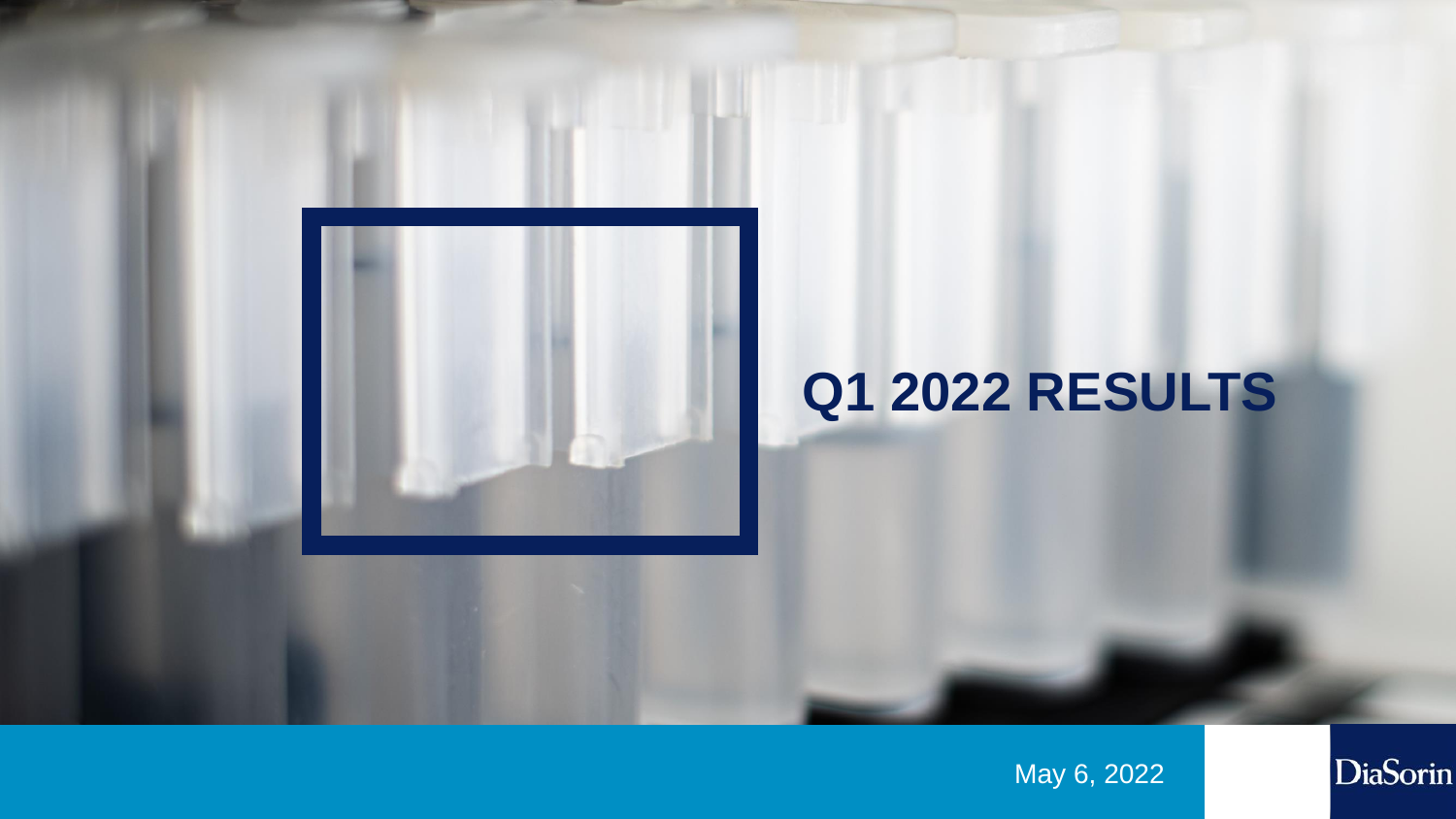# Q1 2022 RESULTS

May 6, 2022

DiaSorin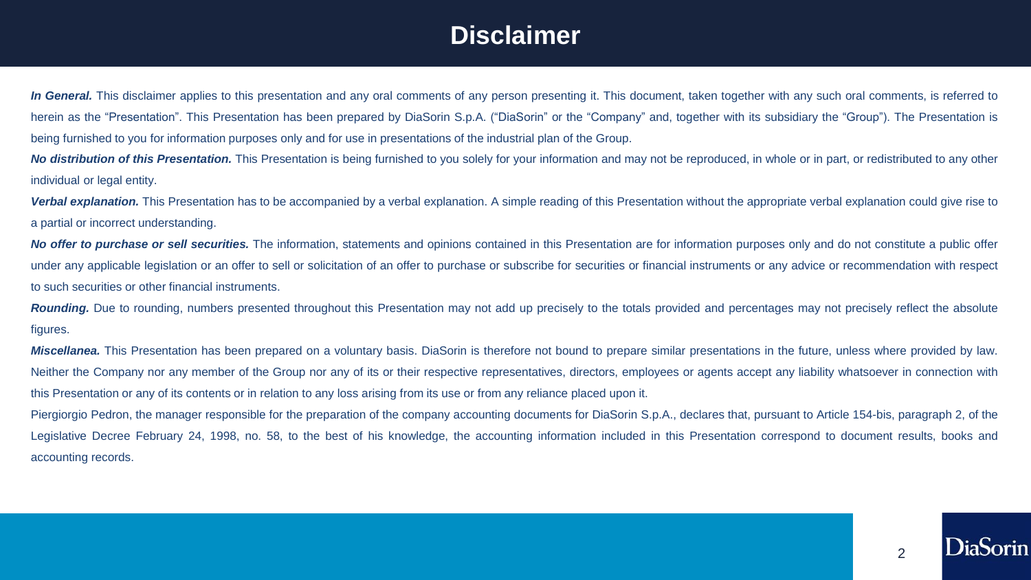# Disclaimer

***In General.*** This disclaimer applies to this presentation and any oral comments of any person presenting it. This document, taken together with any such oral comments, is referred to herein as the "Presentation". This Presentation has been prepared by DiaSorin S.p.A. ("DiaSorin" or the "Company" and, together with its subsidiary the "Group"). The Presentation is being furnished to you for information purposes only and for use in presentations of the industrial plan of the Group.

***No distribution of this Presentation.*** This Presentation is being furnished to you solely for your information and may not be reproduced, in whole or in part, or redistributed to any other individual or legal entity.

***Verbal explanation.*** This Presentation has to be accompanied by a verbal explanation. A simple reading of this Presentation without the appropriate verbal explanation could give rise to a partial or incorrect understanding.

***No offer to purchase or sell securities.*** The information, statements and opinions contained in this Presentation are for information purposes only and do not constitute a public offer under any applicable legislation or an offer to sell or solicitation of an offer to purchase or subscribe for securities or financial instruments or any advice or recommendation with respect to such securities or other financial instruments.

***Rounding.*** Due to rounding, numbers presented throughout this Presentation may not add up precisely to the totals provided and percentages may not precisely reflect the absolute figures.

***Miscellanea.*** This Presentation has been prepared on a voluntary basis. DiaSorin is therefore not bound to prepare similar presentations in the future, unless where provided by law. Neither the Company nor any member of the Group nor any of its or their respective representatives, directors, employees or agents accept any liability whatsoever in connection with this Presentation or any of its contents or in relation to any loss arising from its use or from any reliance placed upon it.

Piergiorgio Pedron, the manager responsible for the preparation of the company accounting documents for DiaSorin S.p.A., declares that, pursuant to Article 154-bis, paragraph 2, of the Legislative Decree February 24, 1998, no. 58, to the best of his knowledge, the accounting information included in this Presentation correspond to document results, books and accounting records.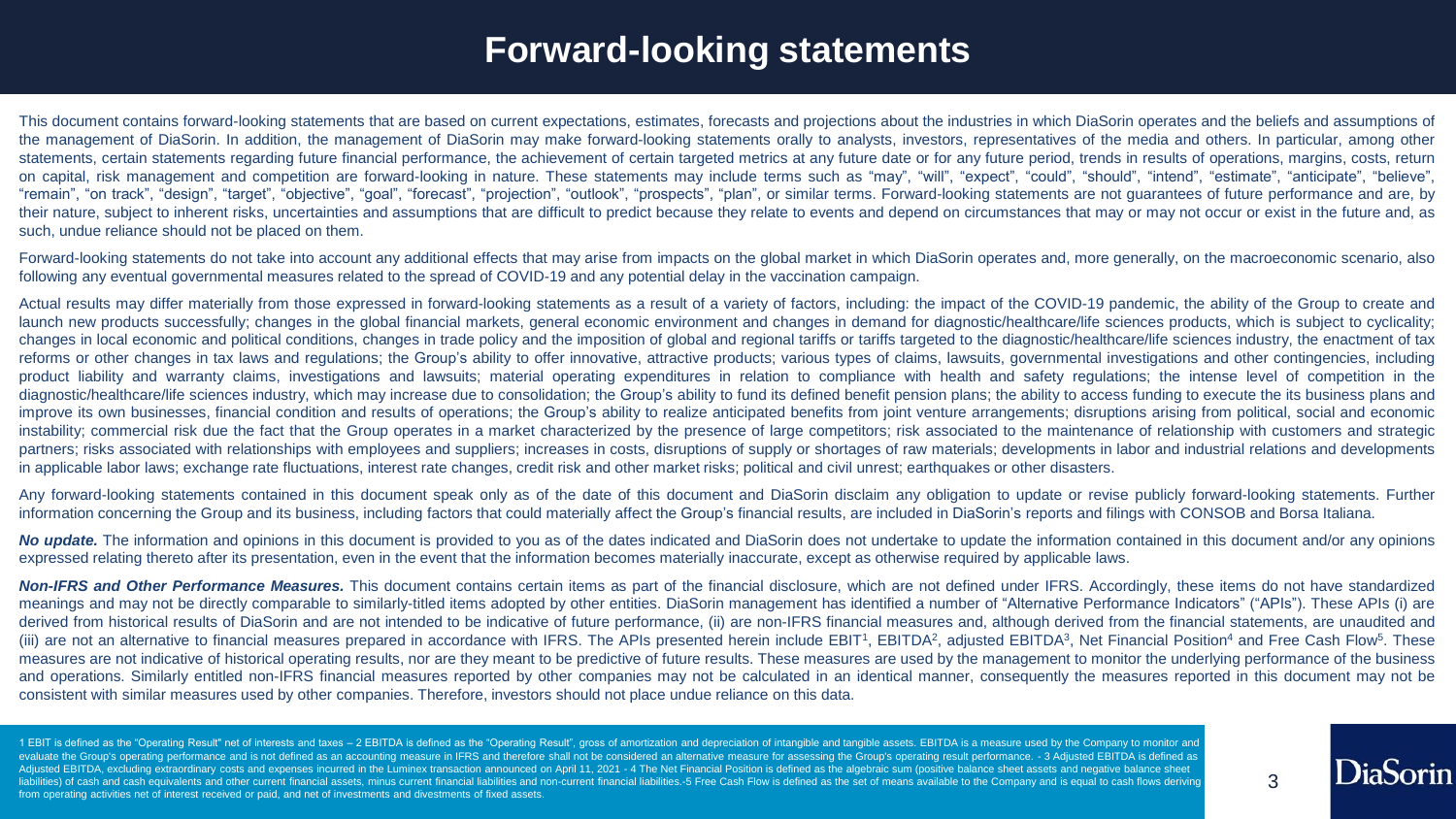# Forward-looking statements

This document contains forward-looking statements that are based on current expectations, estimates, forecasts and projections about the industries in which DiaSorin operates and the beliefs and assumptions of the management of DiaSorin. In addition, the management of DiaSorin may make forward-looking statements orally to analysts, investors, representatives of the media and others. In particular, among other statements, certain statements regarding future financial performance, the achievement of certain targeted metrics at any future date or for any future period, trends in results of operations, margins, costs, return on capital, risk management and competition are forward-looking in nature. These statements may include terms such as "may", "will", "expect", "could", "should", "intend", "estimate", "anticipate", "believe", "remain", "on track", "design", "target", "objective", "goal", "forecast", "projection", "outlook", "prospects", "plan", or similar terms. Forward-looking statements are not guarantees of future performance and are, by their nature, subject to inherent risks, uncertainties and assumptions that are difficult to predict because they relate to events and depend on circumstances that may or may not occur or exist in the future and, as such, undue reliance should not be placed on them.

Forward-looking statements do not take into account any additional effects that may arise from impacts on the global market in which DiaSorin operates and, more generally, on the macroeconomic scenario, also following any eventual governmental measures related to the spread of COVID-19 and any potential delay in the vaccination campaign.

Actual results may differ materially from those expressed in forward-looking statements as a result of a variety of factors, including: the impact of the COVID-19 pandemic, the ability of the Group to create and launch new products successfully; changes in the global financial markets, general economic environment and changes in demand for diagnostic/healthcare/life sciences products, which is subject to cyclicality; changes in local economic and political conditions, changes in trade policy and the imposition of global and regional tariffs or tariffs targeted to the diagnostic/healthcare/life sciences industry, the enactment of tax reforms or other changes in tax laws and regulations; the Group's ability to offer innovative, attractive products; various types of claims, lawsuits, governmental investigations and other contingencies, including product liability and warranty claims, investigations and lawsuits; material operating expenditures in relation to compliance with health and safety regulations; the intense level of competition in the diagnostic/healthcare/life sciences industry, which may increase due to consolidation; the Group's ability to fund its defined benefit pension plans; the ability to access funding to execute the its business plans and improve its own businesses, financial condition and results of operations; the Group's ability to realize anticipated benefits from joint venture arrangements; disruptions arising from political, social and economic instability; commercial risk due the fact that the Group operates in a market characterized by the presence of large competitors; risk associated to the maintenance of relationship with customers and strategic partners; risks associated with relationships with employees and suppliers; increases in costs, disruptions of supply or shortages of raw materials; developments in labor and industrial relations and developments in applicable labor laws; exchange rate fluctuations, interest rate changes, credit risk and other market risks; political and civil unrest; earthquakes or other disasters.

Any forward-looking statements contained in this document speak only as of the date of this document and DiaSorin disclaim any obligation to update or revise publicly forward-looking statements. Further information concerning the Group and its business, including factors that could materially affect the Group's financial results, are included in DiaSorin's reports and filings with CONSOB and Borsa Italiana.

***No update.*** The information and opinions in this document is provided to you as of the dates indicated and DiaSorin does not undertake to update the information contained in this document and/or any opinions expressed relating thereto after its presentation, even in the event that the information becomes materially inaccurate, except as otherwise required by applicable laws.

***Non-IFRS and Other Performance Measures.*** This document contains certain items as part of the financial disclosure, which are not defined under IFRS. Accordingly, these items do not have standardized meanings and may not be directly comparable to similarly-titled items adopted by other entities. DiaSorin management has identified a number of "Alternative Performance Indicators" ("APIs"). These APIs (i) are derived from historical results of DiaSorin and are not intended to be indicative of future performance, (ii) are non-IFRS financial measures and, although derived from the financial statements, are unaudited and (iii) are not an alternative to financial measures prepared in accordance with IFRS. The APIs presented herein include EBIT[1], EBITDA[2], adjusted EBITDA[3], Net Financial Position[4] and Free Cash Flow[5]. These measures are not indicative of historical operating results, nor are they meant to be predictive of future results. These measures are used by the management to monitor the underlying performance of the business and operations. Similarly entitled non-IFRS financial measures reported by other companies may not be calculated in an identical manner, consequently the measures reported in this document may not be consistent with similar measures used by other companies. Therefore, investors should not place undue reliance on this data.

1 EBIT is defined as the "Operating Result" net of interests and taxes – 2 EBITDA is defined as the "Operating Result", gross of amortization and depreciation of intangible and tangible assets. EBITDA is a measure used by the Company to monitor and evaluate the Group's operating performance and is not defined as an accounting measure in IFRS and therefore shall not be considered an alternative measure for assessing the Group's operating result performance. - 3 Adjusted EBITDA is defined as Adjusted EBITDA, excluding extraordinary costs and expenses incurred in the Luminex transaction announced on April 11, 2021 - 4 The Net Financial Position is defined as the algebraic sum (positive balance sheet assets and negative balance sheet liabilities) of cash and cash equivalents and other current financial assets, minus current financial liabilities and non-current financial liabilities.-5 Free Cash Flow is defined as the set of means available to the Company and is equal to cash flows deriving from operating activities net of interest received or paid, and net of investments and divestments of fixed assets.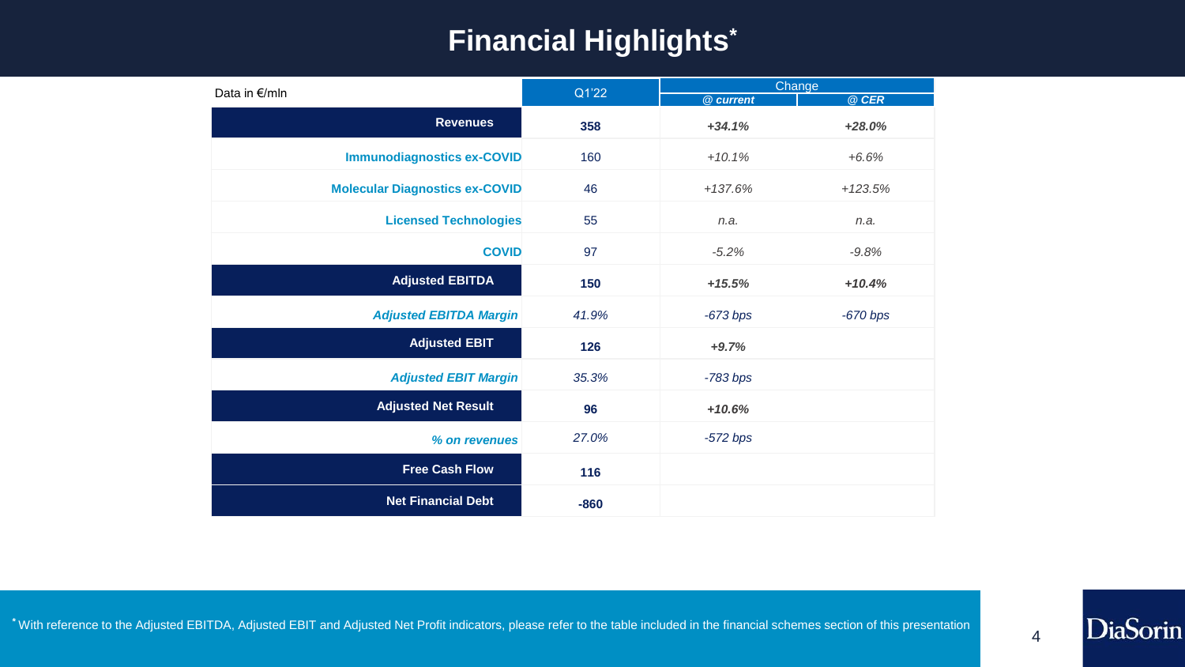# Financial Highlights*

| Data in €/mln | Q1'22 | Change | |
|---|---|---|---|
| | | *@ current* | *@ CER* |
| **Revenues** | **358** | ***+34.1%*** | ***+28.0%*** |
| **Immunodiagnostics ex-COVID** | 160 | *+10.1%* | *+6.6%* |
| **Molecular Diagnostics ex-COVID** | 46 | *+137.6%* | *+123.5%* |
| **Licensed Technologies** | 55 | *n.a.* | *n.a.* |
| **COVID** | 97 | *-5.2%* | *-9.8%* |
| **Adjusted EBITDA** | **150** | ***+15.5%*** | ***+10.4%*** |
| ***Adjusted EBITDA Margin*** | *41.9%* | *-673 bps* | *-670 bps* |
| **Adjusted EBIT** | **126** | ***+9.7%*** | |
| ***Adjusted EBIT Margin*** | *35.3%* | *-783 bps* | |
| **Adjusted Net Result** | **96** | ***+10.6%*** | |
| ***% on revenues*** | *27.0%* | *-572 bps* | |
| **Free Cash Flow** | **116** | | |
| **Net Financial Debt** | **-860** | | |

* With reference to the Adjusted EBITDA, Adjusted EBIT and Adjusted Net Profit indicators, please refer to the table included in the financial schemes section of this presentation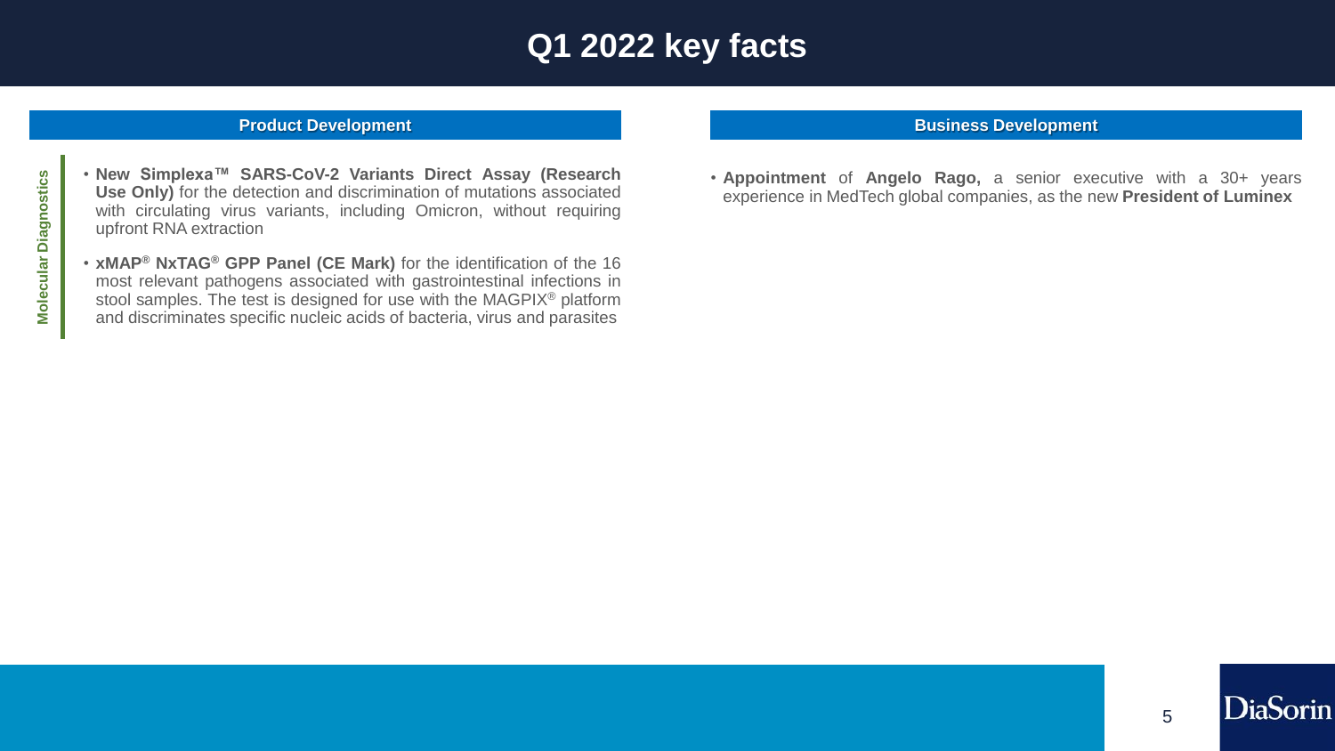# Q1 2022 key facts

## Product Development

### Molecular Diagnostics

- **New Simplexa™ SARS-CoV-2 Variants Direct Assay (Research Use Only)** for the detection and discrimination of mutations associated with circulating virus variants, including Omicron, without requiring upfront RNA extraction
- **xMAP® NxTAG® GPP Panel (CE Mark)** for the identification of the 16 most relevant pathogens associated with gastrointestinal infections in stool samples. The test is designed for use with the MAGPIX® platform and discriminates specific nucleic acids of bacteria, virus and parasites

## Business Development

- **Appointment** of **Angelo Rago,** a senior executive with a 30+ years experience in MedTech global companies, as the new **President of Luminex**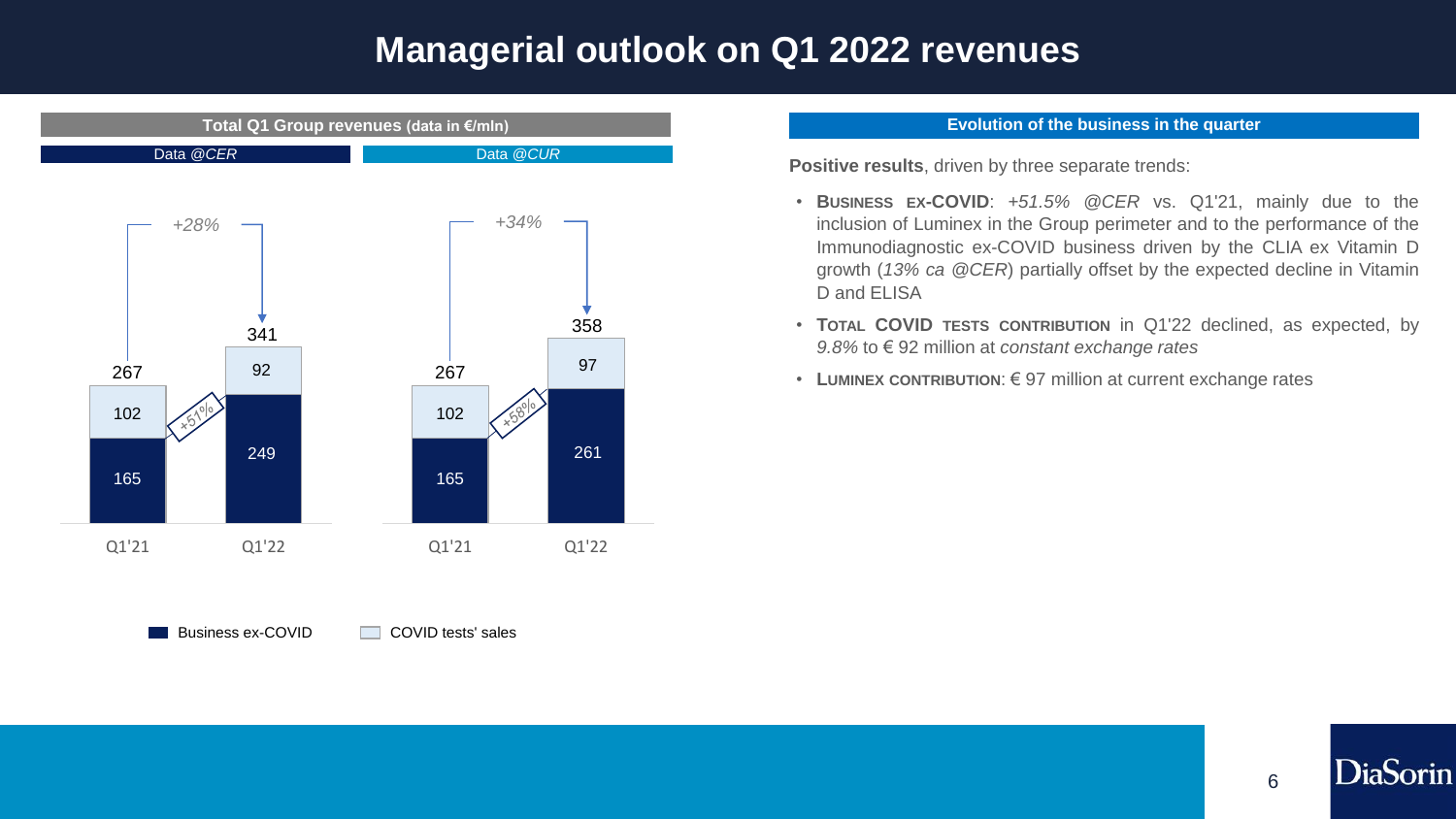# Managerial outlook on Q1 2022 revenues

**Total Q1 Group revenues** (data in €/mln)

| | Data @CER | | Data @CUR | |
|---|---|---|---|---|
| | Q1'21 | Q1'22 | Q1'21 | Q1'22 |
| Business ex-COVID | 165 | 249 | 165 | 261 |
| COVID tests' sales | 102 | 92 | 102 | 97 |
| Total | 267 | 341 | 267 | 358 |

- Data @CER: Total +28%; Business ex-COVID +51%
- Data @CUR: Total +34%; Business ex-COVID +58%

**Evolution of the business in the quarter**

**Positive results**, driven by three separate trends:

- **BUSINESS EX-COVID**: *+51.5% @CER* vs. Q1'21, mainly due to the inclusion of Luminex in the Group perimeter and to the performance of the Immunodiagnostic ex-COVID business driven by the CLIA ex Vitamin D growth (*13% ca @CER*) partially offset by the expected decline in Vitamin D and ELISA
- **TOTAL COVID TESTS CONTRIBUTION** in Q1'22 declined, as expected, by *9.8%* to € 92 million at *constant exchange rates*
- **LUMINEX CONTRIBUTION**: € 97 million at current exchange rates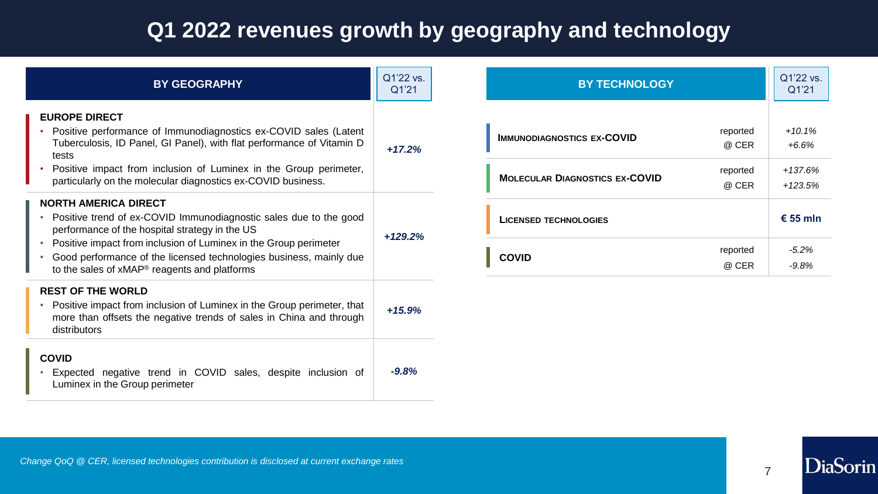# Q1 2022 revenues growth by geography and technology

| BY GEOGRAPHY | Q1'22 vs. Q1'21 |
|---|---|
| **EUROPE DIRECT**<br>• Positive performance of Immunodiagnostics ex-COVID sales (Latent Tuberculosis, ID Panel, GI Panel), with flat performance of Vitamin D tests<br>• Positive impact from inclusion of Luminex in the Group perimeter, particularly on the molecular diagnostics ex-COVID business. | *+17.2%* |
| **NORTH AMERICA DIRECT**<br>• Positive trend of ex-COVID Immunodiagnostic sales due to the good performance of the hospital strategy in the US<br>• Positive impact from inclusion of Luminex in the Group perimeter<br>• Good performance of the licensed technologies business, mainly due to the sales of xMAP® reagents and platforms | *+129.2%* |
| **REST OF THE WORLD**<br>• Positive impact from inclusion of Luminex in the Group perimeter, that more than offsets the negative trends of sales in China and through distributors | *+15.9%* |
| **COVID**<br>• Expected negative trend in COVID sales, despite inclusion of Luminex in the Group perimeter | *-9.8%* |

| BY TECHNOLOGY | | Q1'22 vs. Q1'21 |
|---|---|---|
| **IMMUNODIAGNOSTICS EX-COVID** | reported<br>@ CER | *+10.1%*<br>*+6.6%* |
| **MOLECULAR DIAGNOSTICS EX-COVID** | reported<br>@ CER | *+137.6%*<br>*+123.5%* |
| **LICENSED TECHNOLOGIES** | | **€ 55 mln** |
| **COVID** | reported<br>@ CER | *-5.2%*<br>*-9.8%* |

*Change QoQ @ CER, licensed technologies contribution is disclosed at current exchange rates*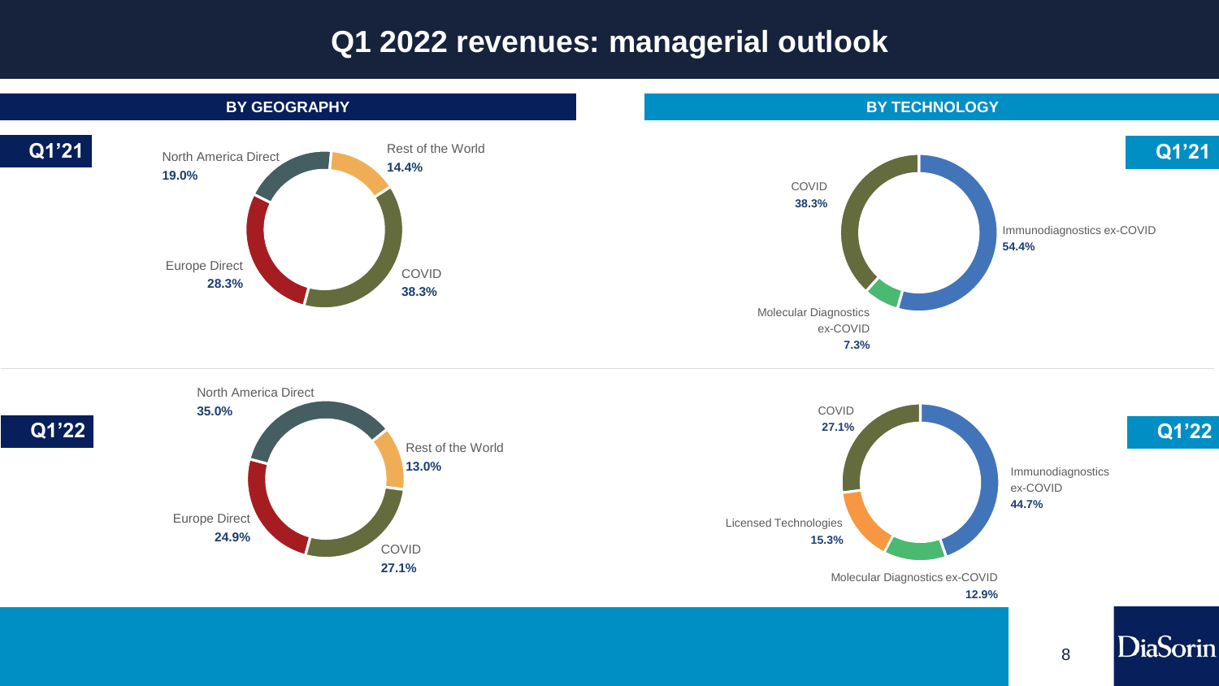# Q1 2022 revenues: managerial outlook

## BY GEOGRAPHY

**Q1'21**

- North America Direct **19.0%**
- Rest of the World **14.4%**
- COVID **38.3%**
- Europe Direct **28.3%**

**Q1'22**

- North America Direct **35.0%**
- Rest of the World **13.0%**
- COVID **27.1%**
- Europe Direct **24.9%**

## BY TECHNOLOGY

**Q1'21**

- COVID **38.3%**
- Immunodiagnostics ex-COVID **54.4%**
- Molecular Diagnostics ex-COVID **7.3%**

**Q1'22**

- COVID **27.1%**
- Immunodiagnostics ex-COVID **44.7%**
- Licensed Technologies **15.3%**
- Molecular Diagnostics ex-COVID **12.9%**

DiaSorin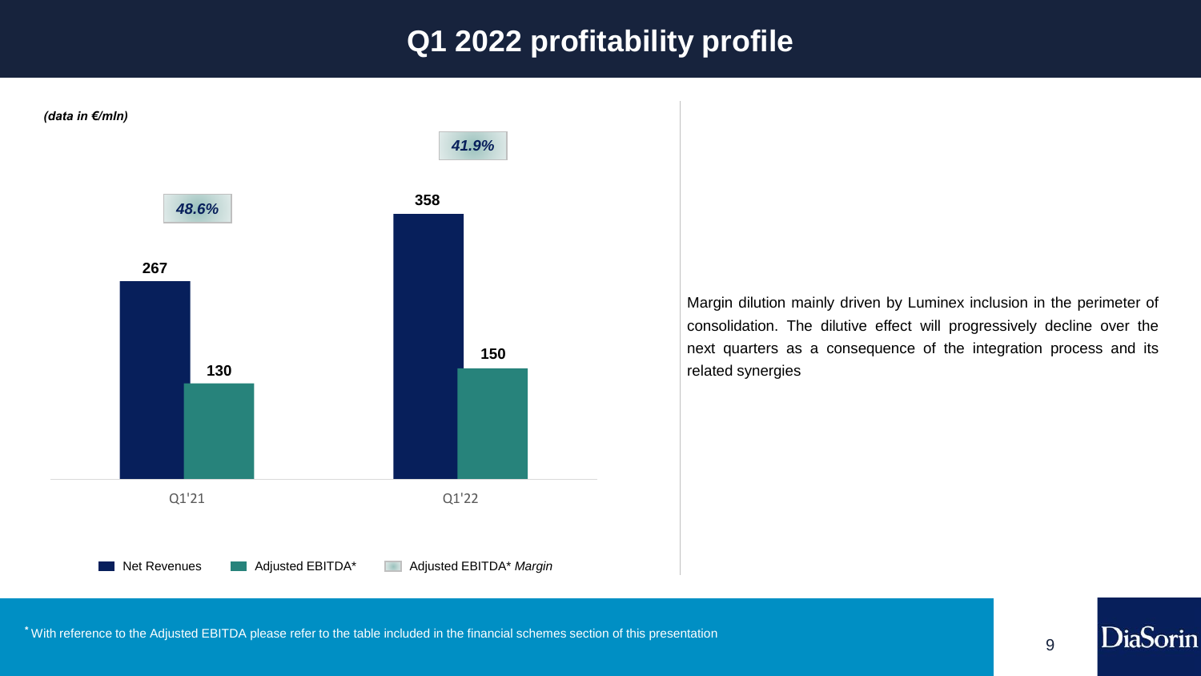# Q1 2022 profitability profile

*(data in €/mln)*

| | Net Revenues | Adjusted EBITDA* | Adjusted EBITDA* *Margin* |
|---|---|---|---|
| Q1'21 | 267 | 130 | *48.6%* |
| Q1'22 | 358 | 150 | *41.9%* |

Margin dilution mainly driven by Luminex inclusion in the perimeter of consolidation. The dilutive effect will progressively decline over the next quarters as a consequence of the integration process and its related synergies

* With reference to the Adjusted EBITDA please refer to the table included in the financial schemes section of this presentation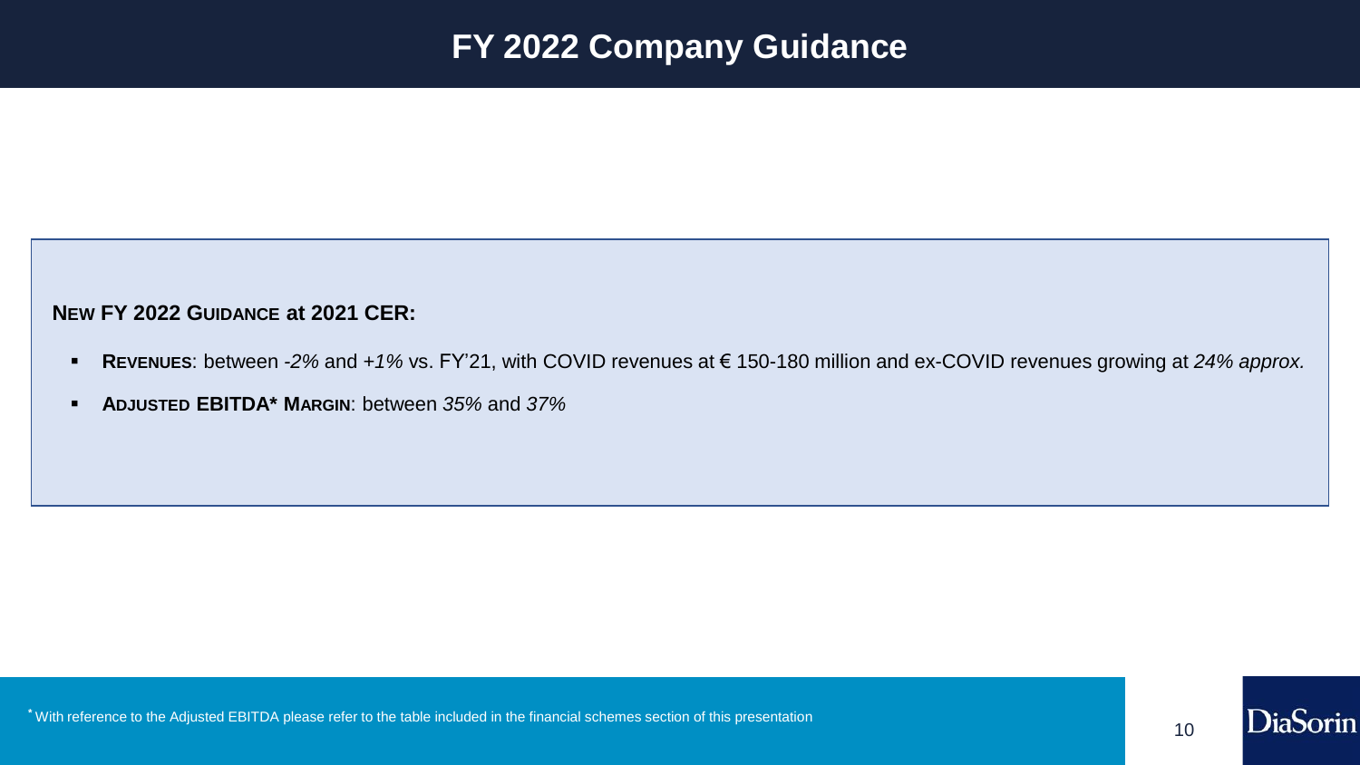# FY 2022 Company Guidance

**NEW FY 2022 GUIDANCE at 2021 CER:**

- **REVENUES**: between *-2%* and *+1%* vs. FY'21, with COVID revenues at € 150-180 million and ex-COVID revenues growing at *24% approx.*
- **ADJUSTED EBITDA* MARGIN**: between *35%* and *37%*

* With reference to the Adjusted EBITDA please refer to the table included in the financial schemes section of this presentation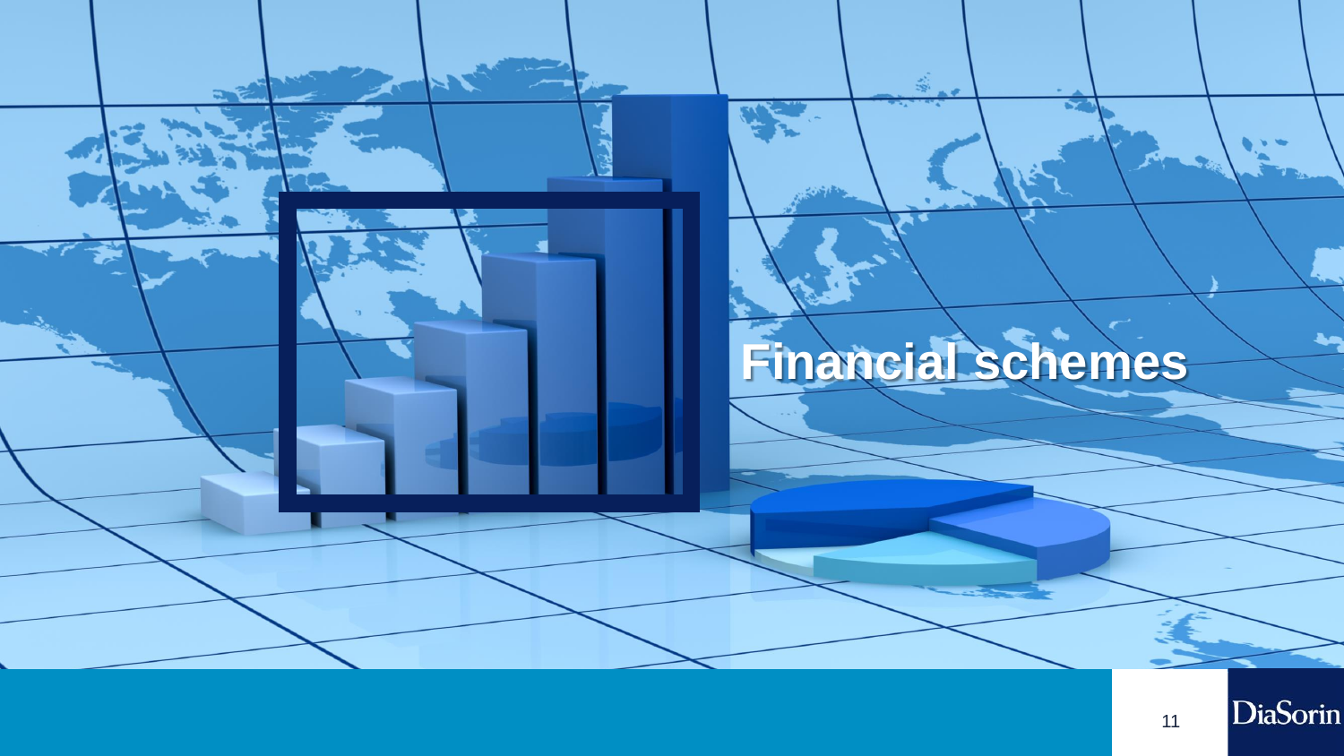# Financial schemes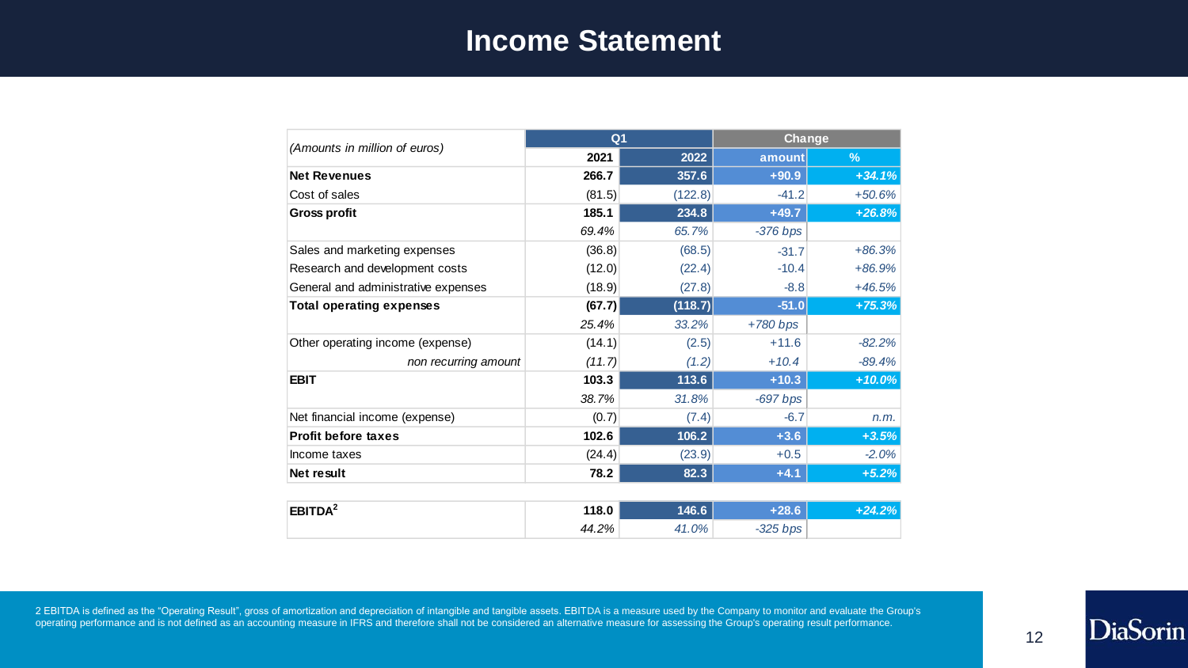# Income Statement

| (Amounts in million of euros) | Q1 | | Change | |
|---|---|---|---|---|
| | 2021 | 2022 | amount | % |
| **Net Revenues** | **266.7** | **357.6** | **+90.9** | ***+34.1%*** |
| Cost of sales | (81.5) | (122.8) | -41.2 | *+50.6%* |
| **Gross profit** | **185.1** | **234.8** | **+49.7** | ***+26.8%*** |
| | *69.4%* | *65.7%* | *-376 bps* | |
| Sales and marketing expenses | (36.8) | (68.5) | -31.7 | *+86.3%* |
| Research and development costs | (12.0) | (22.4) | -10.4 | *+86.9%* |
| General and administrative expenses | (18.9) | (27.8) | -8.8 | *+46.5%* |
| **Total operating expenses** | **(67.7)** | **(118.7)** | **-51.0** | ***+75.3%*** |
| | *25.4%* | *33.2%* | *+780 bps* | |
| Other operating income (expense) | (14.1) | (2.5) | +11.6 | *-82.2%* |
| *non recurring amount* | *(11.7)* | *(1.2)* | *+10.4* | *-89.4%* |
| **EBIT** | **103.3** | **113.6** | **+10.3** | ***+10.0%*** |
| | *38.7%* | *31.8%* | *-697 bps* | |
| Net financial income (expense) | (0.7) | (7.4) | -6.7 | *n.m.* |
| **Profit before taxes** | **102.6** | **106.2** | **+3.6** | ***+3.5%*** |
| Income taxes | (24.4) | (23.9) | +0.5 | *-2.0%* |
| **Net result** | **78.2** | **82.3** | **+4.1** | ***+5.2%*** |

| | | | | |
|---|---|---|---|---|
| **EBITDA[2]** | **118.0** | **146.6** | **+28.6** | ***+24.2%*** |
| | *44.2%* | *41.0%* | *-325 bps* | |

2 EBITDA is defined as the "Operating Result", gross of amortization and depreciation of intangible and tangible assets. EBITDA is a measure used by the Company to monitor and evaluate the Group's operating performance and is not defined as an accounting measure in IFRS and therefore shall not be considered an alternative measure for assessing the Group's operating result performance.

DiaSorin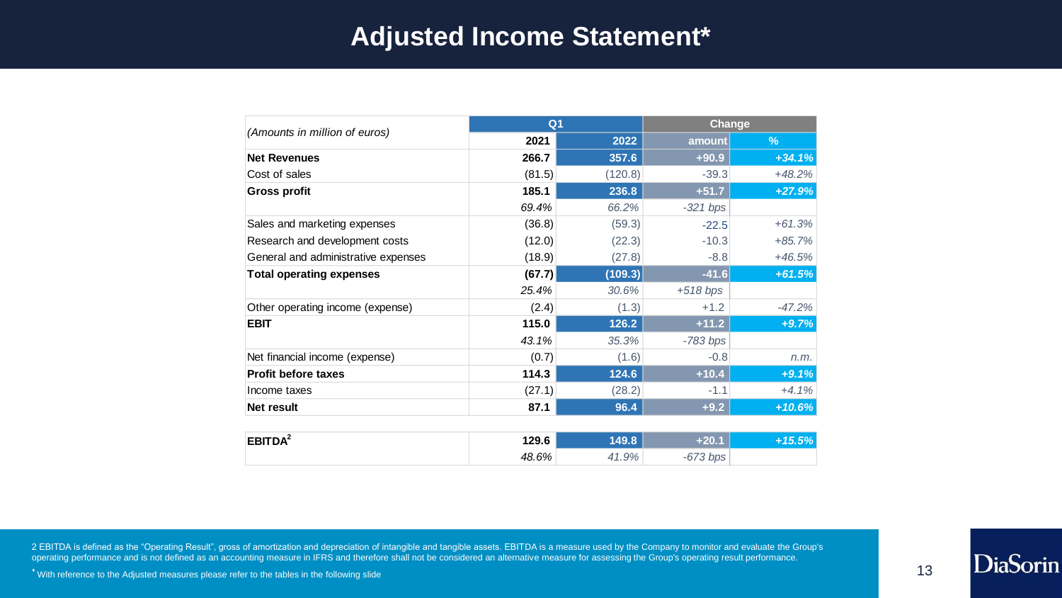# Adjusted Income Statement*

| (Amounts in million of euros) | Q1 | | Change | |
|---|---|---|---|---|
| | 2021 | 2022 | amount | % |
| **Net Revenues** | **266.7** | **357.6** | **+90.9** | ***+34.1%*** |
| Cost of sales | (81.5) | (120.8) | -39.3 | *+48.2%* |
| **Gross profit** | **185.1** | **236.8** | **+51.7** | ***+27.9%*** |
| | *69.4%* | *66.2%* | *-321 bps* | |
| Sales and marketing expenses | (36.8) | (59.3) | -22.5 | *+61.3%* |
| Research and development costs | (12.0) | (22.3) | -10.3 | *+85.7%* |
| General and administrative expenses | (18.9) | (27.8) | -8.8 | *+46.5%* |
| **Total operating expenses** | **(67.7)** | **(109.3)** | **-41.6** | ***+61.5%*** |
| | *25.4%* | *30.6%* | *+518 bps* | |
| Other operating income (expense) | (2.4) | (1.3) | +1.2 | *-47.2%* |
| **EBIT** | **115.0** | **126.2** | **+11.2** | ***+9.7%*** |
| | *43.1%* | *35.3%* | *-783 bps* | |
| Net financial income (expense) | (0.7) | (1.6) | -0.8 | *n.m.* |
| **Profit before taxes** | **114.3** | **124.6** | **+10.4** | ***+9.1%*** |
| Income taxes | (27.1) | (28.2) | -1.1 | *+4.1%* |
| **Net result** | **87.1** | **96.4** | **+9.2** | ***+10.6%*** |
| | | | | |
| **EBITDA**[2] | **129.6** | **149.8** | **+20.1** | ***+15.5%*** |
| | *48.6%* | *41.9%* | *-673 bps* | |

2 EBITDA is defined as the "Operating Result", gross of amortization and depreciation of intangible and tangible assets. EBITDA is a measure used by the Company to monitor and evaluate the Group's operating performance and is not defined as an accounting measure in IFRS and therefore shall not be considered an alternative measure for assessing the Group's operating result performance.

* With reference to the Adjusted measures please refer to the tables in the following slide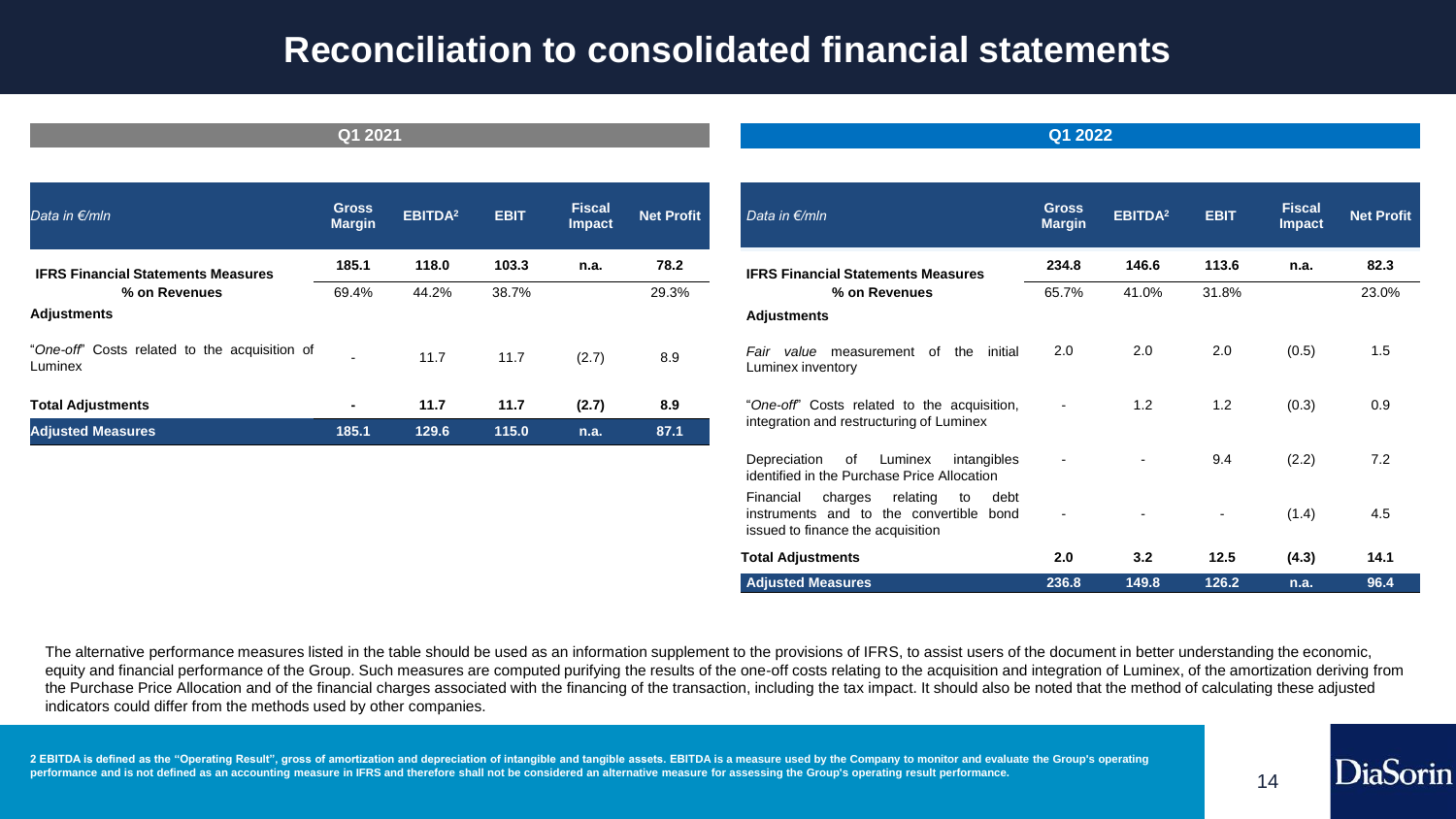# Reconciliation to consolidated financial statements

## Q1 2021

| Data in €/mln | Gross Margin | EBITDA[2] | EBIT | Fiscal Impact | Net Profit |
|---|---|---|---|---|---|
| **IFRS Financial Statements Measures** | **185.1** | **118.0** | **103.3** | **n.a.** | **78.2** |
| **% on Revenues** | 69.4% | 44.2% | 38.7% | | 29.3% |
| **Adjustments** | | | | | |
| "*One-off*" Costs related to the acquisition of Luminex | - | 11.7 | 11.7 | (2.7) | 8.9 |
| **Total Adjustments** | **-** | **11.7** | **11.7** | **(2.7)** | **8.9** |
| **Adjusted Measures** | **185.1** | **129.6** | **115.0** | **n.a.** | **87.1** |

## Q1 2022

| Data in €/mln | Gross Margin | EBITDA[2] | EBIT | Fiscal Impact | Net Profit |
|---|---|---|---|---|---|
| **IFRS Financial Statements Measures** | **234.8** | **146.6** | **113.6** | **n.a.** | **82.3** |
| **% on Revenues** | 65.7% | 41.0% | 31.8% | | 23.0% |
| **Adjustments** | | | | | |
| *Fair value* measurement of the initial Luminex inventory | 2.0 | 2.0 | 2.0 | (0.5) | 1.5 |
| "*One-off*" Costs relating to the acquisition, integration and restructuring of Luminex | - | 1.2 | 1.2 | (0.3) | 0.9 |
| Depreciation of Luminex intangibles identified in the Purchase Price Allocation | - | - | 9.4 | (2.2) | 7.2 |
| Financial charges relating to debt instruments and to the convertible bond issued to finance the acquisition | - | - | - | (1.4) | 4.5 |
| **Total Adjustments** | **2.0** | **3.2** | **12.5** | **(4.3)** | **14.1** |
| **Adjusted Measures** | **236.8** | **149.8** | **126.2** | **n.a.** | **96.4** |

The alternative performance measures listed in the table should be used as an information supplement to the provisions of IFRS, to assist users of the document in better understanding the economic, equity and financial performance of the Group. Such measures are computed purifying the results of the one-off costs relating to the acquisition and integration of Luminex, of the amortization deriving from the Purchase Price Allocation and of the financial charges associated with the financing of the transaction, including the tax impact. It should also be noted that the method of calculating these adjusted indicators could differ from the methods used by other companies.

**2 EBITDA is defined as the "Operating Result", gross of amortization and depreciation of intangible and tangible assets. EBITDA is a measure used by the Company to monitor and evaluate the Group's operating performance and is not defined as an accounting measure in IFRS and therefore shall not be considered an alternative measure for assessing the Group's operating result performance.**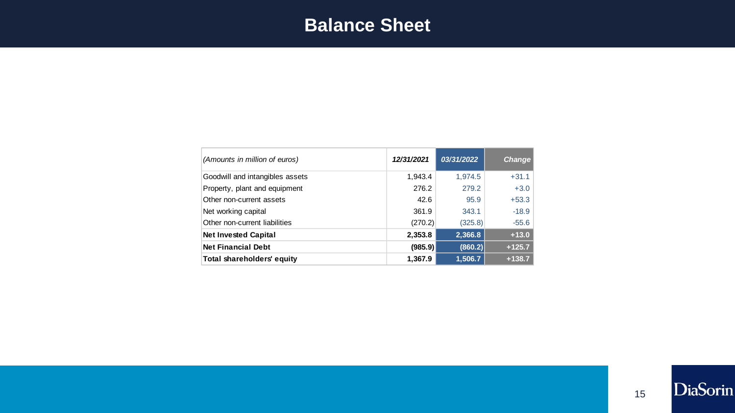# Balance Sheet

| *(Amounts in million of euros)* | *12/31/2021* | *03/31/2022* | *Change* |
|---|---|---|---|
| Goodwill and intangibles assets | 1,943.4 | 1,974.5 | +31.1 |
| Property, plant and equipment | 276.2 | 279.2 | +3.0 |
| Other non-current assets | 42.6 | 95.9 | +53.3 |
| Net working capital | 361.9 | 343.1 | -18.9 |
| Other non-current liabilities | (270.2) | (325.8) | -55.6 |
| **Net Invested Capital** | **2,353.8** | **2,366.8** | **+13.0** |
| **Net Financial Debt** | **(985.9)** | **(860.2)** | **+125.7** |
| **Total shareholders' equity** | **1,367.9** | **1,506.7** | **+138.7** |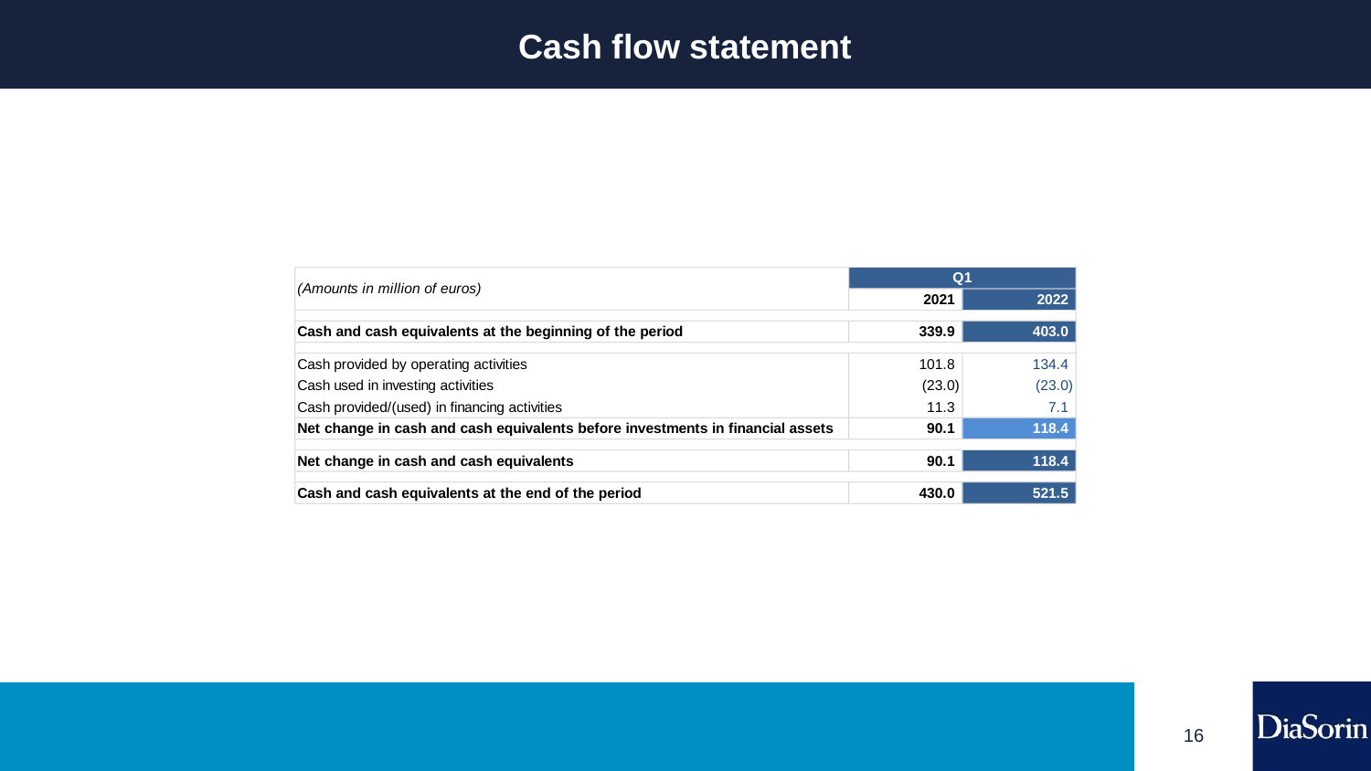# Cash flow statement

| *(Amounts in million of euros)* | Q1 | |
|---|---|---|
| | **2021** | **2022** |
| **Cash and cash equivalents at the beginning of the period** | **339.9** | **403.0** |
| Cash provided by operating activities | 101.8 | 134.4 |
| Cash used in investing activities | (23.0) | (23.0) |
| Cash provided/(used) in financing activities | 11.3 | 7.1 |
| **Net change in cash and cash equivalents before investments in financial assets** | **90.1** | **118.4** |
| **Net change in cash and cash equivalents** | **90.1** | **118.4** |
| **Cash and cash equivalents at the end of the period** | **430.0** | **521.5** |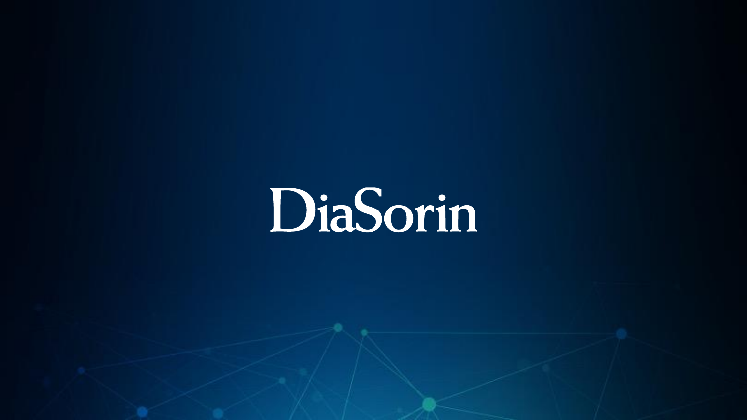DiaSorin